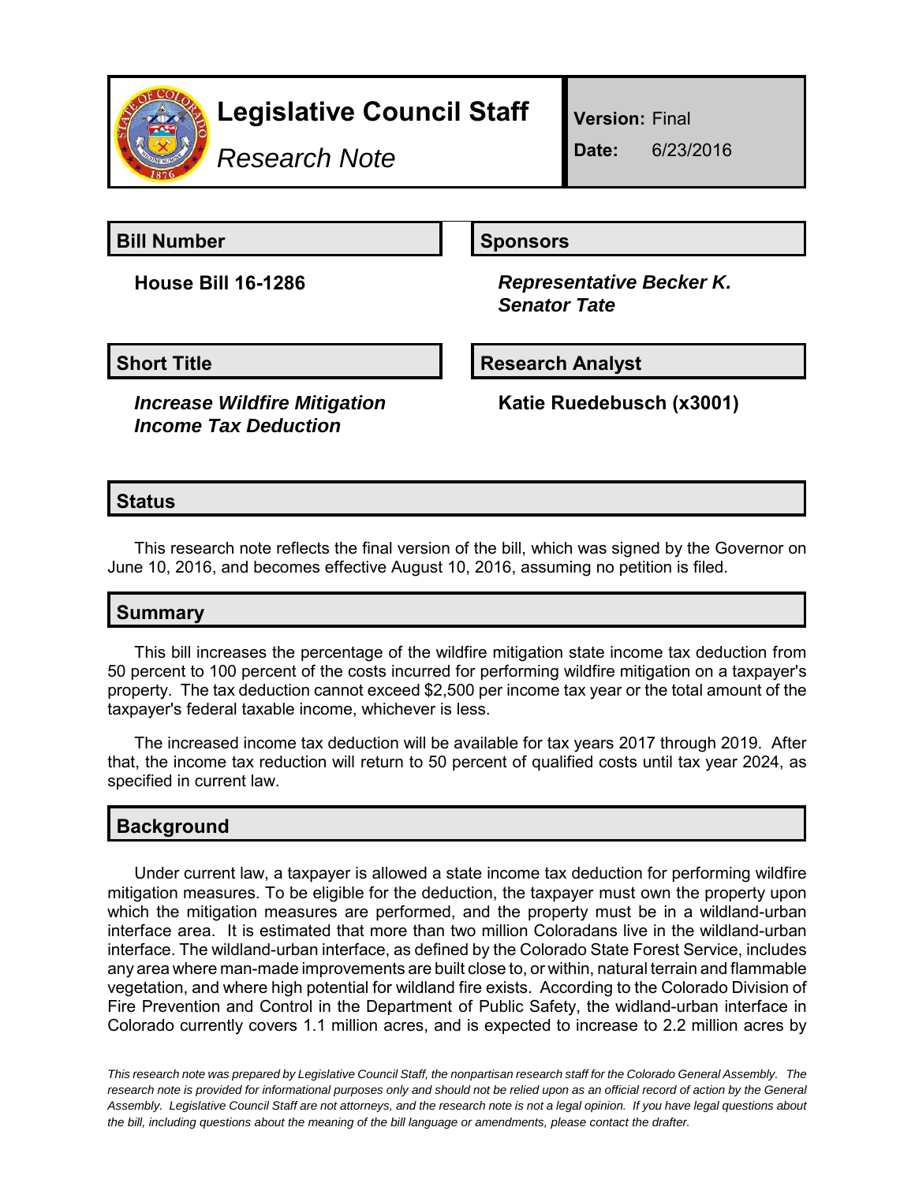# Legislative Council Staff

*Research Note*

**Version:** Final

**Date:** 6/23/2016

## Bill Number

**House Bill 16-1286**

## Sponsors

***Representative Becker K.***
***Senator Tate***

## Short Title

***Increase Wildfire Mitigation Income Tax Deduction***

## Research Analyst

**Katie Ruedebusch (x3001)**

## Status

This research note reflects the final version of the bill, which was signed by the Governor on June 10, 2016, and becomes effective August 10, 2016, assuming no petition is filed.

## Summary

This bill increases the percentage of the wildfire mitigation state income tax deduction from 50 percent to 100 percent of the costs incurred for performing wildfire mitigation on a taxpayer's property. The tax deduction cannot exceed $2,500 per income tax year or the total amount of the taxpayer's federal taxable income, whichever is less.

The increased income tax deduction will be available for tax years 2017 through 2019. After that, the income tax reduction will return to 50 percent of qualified costs until tax year 2024, as specified in current law.

## Background

Under current law, a taxpayer is allowed a state income tax deduction for performing wildfire mitigation measures. To be eligible for the deduction, the taxpayer must own the property upon which the mitigation measures are performed, and the property must be in a wildland-urban interface area. It is estimated that more than two million Coloradans live in the wildland-urban interface. The wildland-urban interface, as defined by the Colorado State Forest Service, includes any area where man-made improvements are built close to, or within, natural terrain and flammable vegetation, and where high potential for wildland fire exists. According to the Colorado Division of Fire Prevention and Control in the Department of Public Safety, the widland-urban interface in Colorado currently covers 1.1 million acres, and is expected to increase to 2.2 million acres by

*This research note was prepared by Legislative Council Staff, the nonpartisan research staff for the Colorado General Assembly. The research note is provided for informational purposes only and should not be relied upon as an official record of action by the General Assembly. Legislative Council Staff are not attorneys, and the research note is not a legal opinion. If you have legal questions about the bill, including questions about the meaning of the bill language or amendments, please contact the drafter.*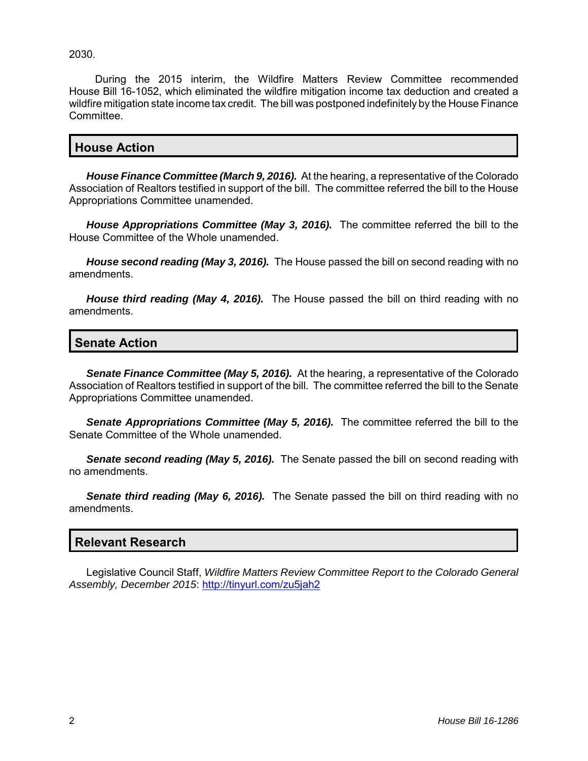2030.

During the 2015 interim, the Wildfire Matters Review Committee recommended House Bill 16-1052, which eliminated the wildfire mitigation income tax deduction and created a wildfire mitigation state income tax credit. The bill was postponed indefinitely by the House Finance Committee.

## House Action

***House Finance Committee (March 9, 2016).*** At the hearing, a representative of the Colorado Association of Realtors testified in support of the bill. The committee referred the bill to the House Appropriations Committee unamended.

***House Appropriations Committee (May 3, 2016).*** The committee referred the bill to the House Committee of the Whole unamended.

***House second reading (May 3, 2016).*** The House passed the bill on second reading with no amendments.

***House third reading (May 4, 2016).*** The House passed the bill on third reading with no amendments.

## Senate Action

***Senate Finance Committee (May 5, 2016).*** At the hearing, a representative of the Colorado Association of Realtors testified in support of the bill. The committee referred the bill to the Senate Appropriations Committee unamended.

***Senate Appropriations Committee (May 5, 2016).*** The committee referred the bill to the Senate Committee of the Whole unamended.

***Senate second reading (May 5, 2016).*** The Senate passed the bill on second reading with no amendments.

***Senate third reading (May 6, 2016).*** The Senate passed the bill on third reading with no amendments.

## Relevant Research

Legislative Council Staff, *Wildfire Matters Review Committee Report to the Colorado General Assembly, December 2015*: http://tinyurl.com/zu5jah2